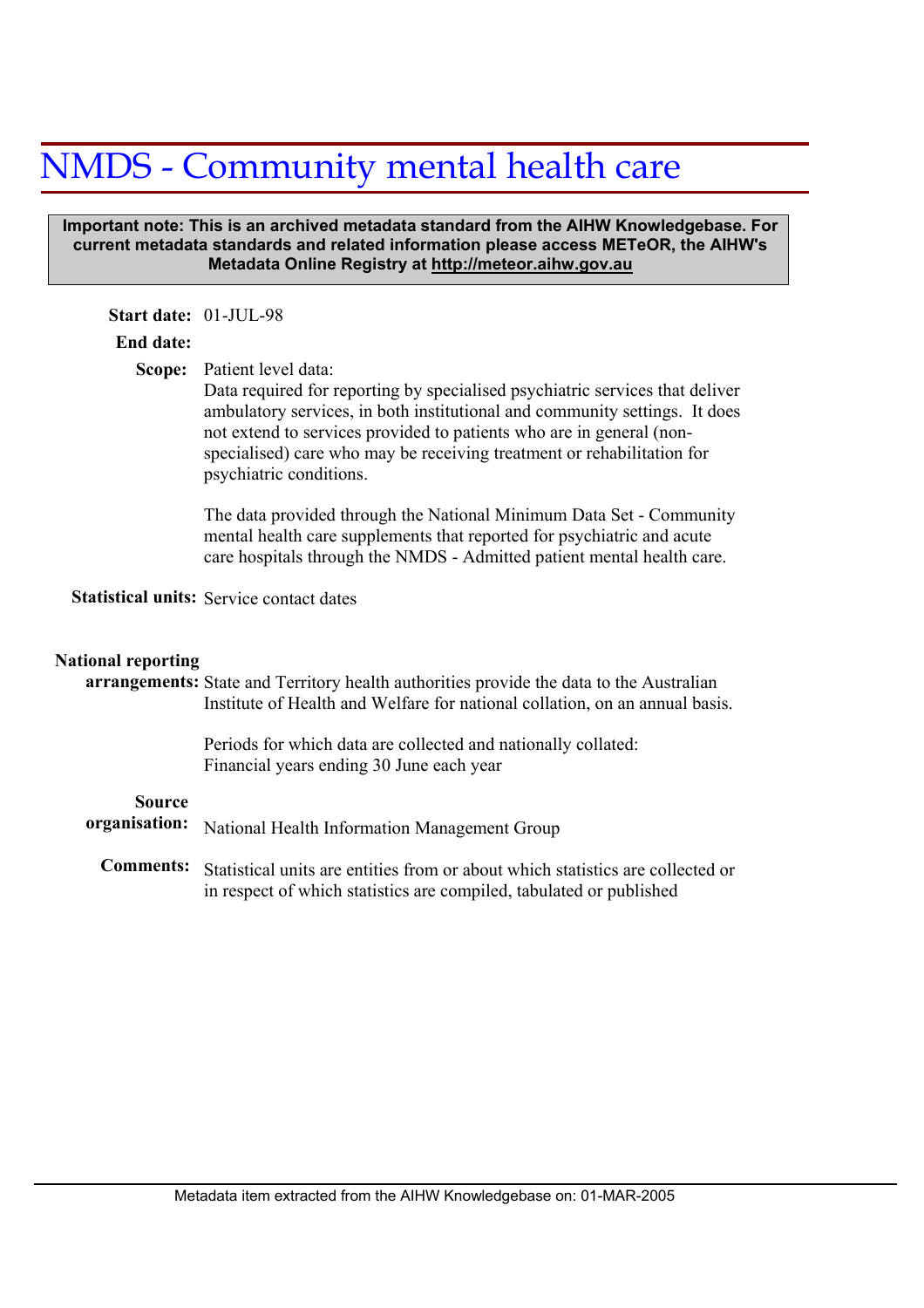# NMDS - Community mental health care

**Important note: This is an archived metadata standard from the AIHW Knowledgebase. For current metadata standards and related information please access METeOR, the AIHW's Metadata Online Registry at http://meteor.aihw.gov.au**

**Start date:** 01-JUL-98

**End date:**

**Scope:** Patient level data:
Data required for reporting by specialised psychiatric services that deliver ambulatory services, in both institutional and community settings. It does not extend to services provided to patients who are in general (non-specialised) care who may be receiving treatment or rehabilitation for psychiatric conditions.

The data provided through the National Minimum Data Set - Community mental health care supplements that reported for psychiatric and acute care hospitals through the NMDS - Admitted patient mental health care.

**Statistical units:** Service contact dates

**National reporting arrangements:** State and Territory health authorities provide the data to the Australian Institute of Health and Welfare for national collation, on an annual basis.

Periods for which data are collected and nationally collated:
Financial years ending 30 June each year

**Source organisation:** National Health Information Management Group

**Comments:** Statistical units are entities from or about which statistics are collected or in respect of which statistics are compiled, tabulated or published

Metadata item extracted from the AIHW Knowledgebase on: 01-MAR-2005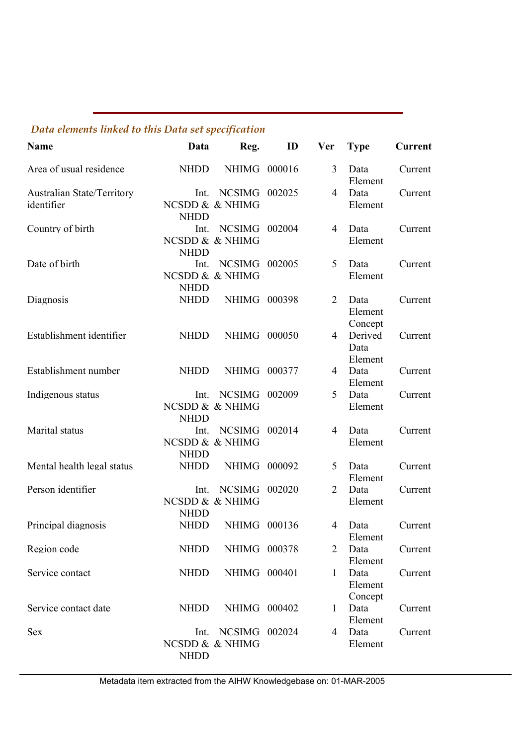*Data elements linked to this Data set specification*

| Name | Data | Reg. | ID | Ver | Type | Current |
|---|---|---|---|---|---|---|
| Area of usual residence | NHDD | NHIMG | 000016 | 3 | Data Element | Current |
| Australian State/Territory identifier | Int. NCSDD & NHDD | NCSIMG & NHIMG | 002025 | 4 | Data Element | Current |
| Country of birth | Int. NCSDD & NHDD | NCSIMG & NHIMG | 002004 | 4 | Data Element | Current |
| Date of birth | Int. NCSDD & NHDD | NCSIMG & NHIMG | 002005 | 5 | Data Element | Current |
| Diagnosis | NHDD | NHIMG | 000398 | 2 | Data Element Concept | Current |
| Establishment identifier | NHDD | NHIMG | 000050 | 4 | Derived Data Element | Current |
| Establishment number | NHDD | NHIMG | 000377 | 4 | Data Element | Current |
| Indigenous status | Int. NCSDD & NHDD | NCSIMG & NHIMG | 002009 | 5 | Data Element | Current |
| Marital status | Int. NCSDD & NHDD | NCSIMG & NHIMG | 002014 | 4 | Data Element | Current |
| Mental health legal status | NHDD | NHIMG | 000092 | 5 | Data Element | Current |
| Person identifier | Int. NCSDD & NHDD | NCSIMG & NHIMG | 002020 | 2 | Data Element | Current |
| Principal diagnosis | NHDD | NHIMG | 000136 | 4 | Data Element | Current |
| Region code | NHDD | NHIMG | 000378 | 2 | Data Element | Current |
| Service contact | NHDD | NHIMG | 000401 | 1 | Data Element Concept | Current |
| Service contact date | NHDD | NHIMG | 000402 | 1 | Data Element | Current |
| Sex | Int. NCSDD & NHDD | NCSIMG & NHIMG | 002024 | 4 | Data Element | Current |

Metadata item extracted from the AIHW Knowledgebase on: 01-MAR-2005